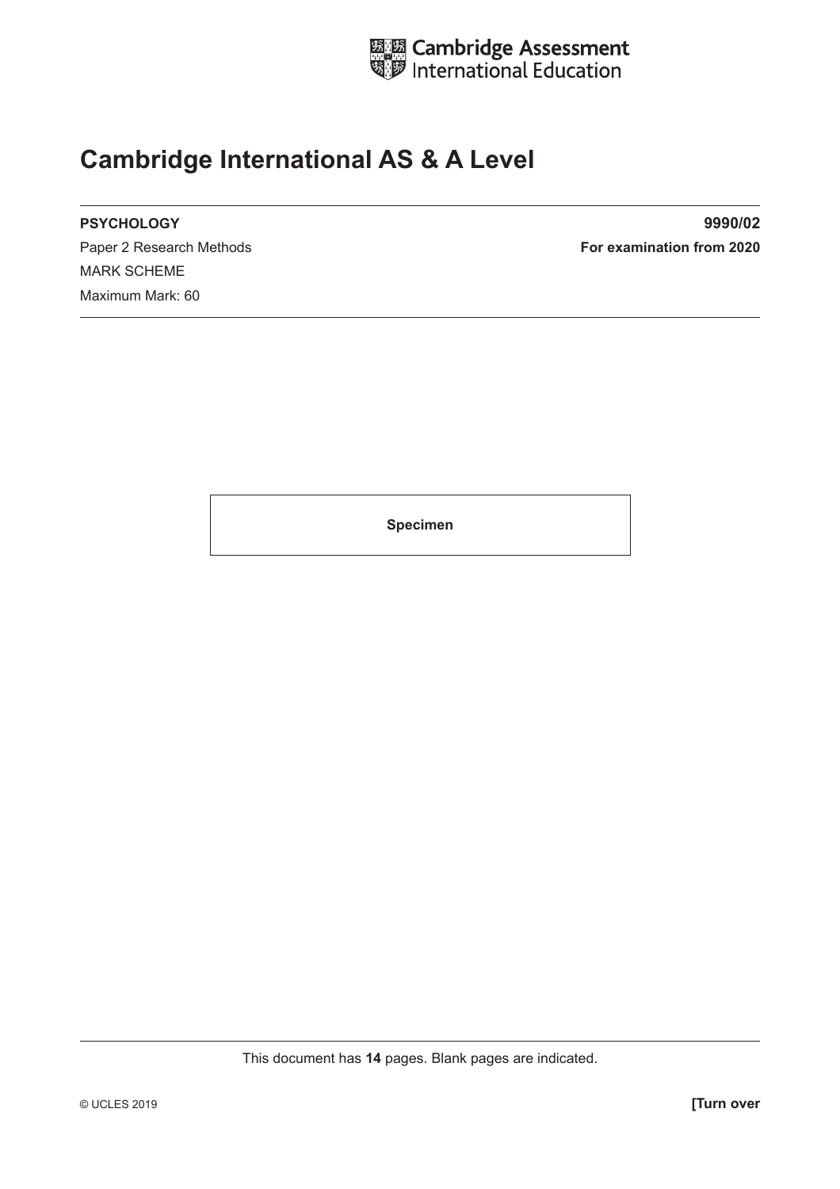Cambridge Assessment International Education

# Cambridge International AS & A Level

| | |
|---|---|
| **PSYCHOLOGY** | **9990/02** |
| Paper 2 Research Methods | **For examination from 2020** |
| MARK SCHEME | |
| Maximum Mark: 60 | |

**Specimen**

This document has **14** pages. Blank pages are indicated.

© UCLES 2019 **[Turn over**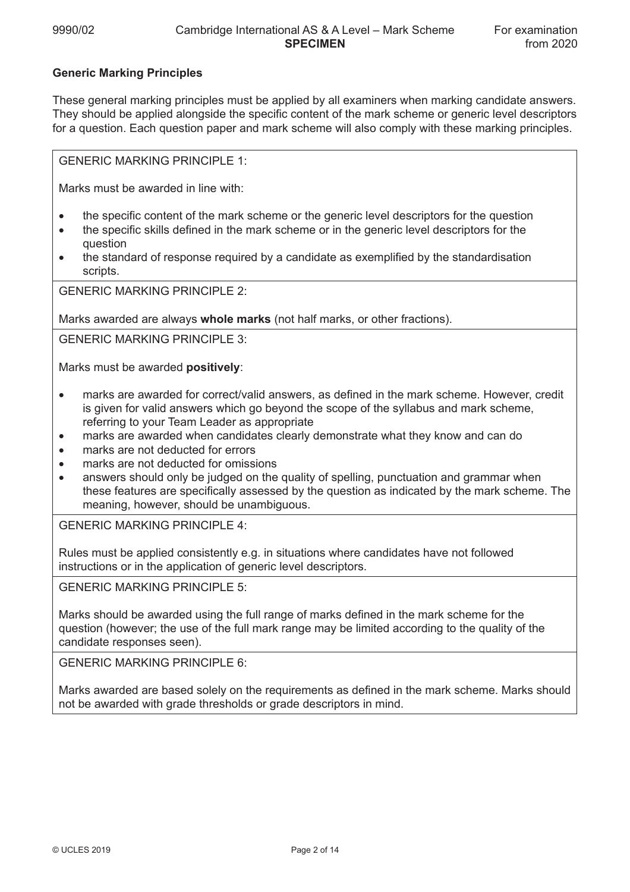**Generic Marking Principles**

These general marking principles must be applied by all examiners when marking candidate answers. They should be applied alongside the specific content of the mark scheme or generic level descriptors for a question. Each question paper and mark scheme will also comply with these marking principles.

GENERIC MARKING PRINCIPLE 1:

Marks must be awarded in line with:

- the specific content of the mark scheme or the generic level descriptors for the question
- the specific skills defined in the mark scheme or in the generic level descriptors for the question
- the standard of response required by a candidate as exemplified by the standardisation scripts.

GENERIC MARKING PRINCIPLE 2:

Marks awarded are always **whole marks** (not half marks, or other fractions).

GENERIC MARKING PRINCIPLE 3:

Marks must be awarded **positively**:

- marks are awarded for correct/valid answers, as defined in the mark scheme. However, credit is given for valid answers which go beyond the scope of the syllabus and mark scheme, referring to your Team Leader as appropriate
- marks are awarded when candidates clearly demonstrate what they know and can do
- marks are not deducted for errors
- marks are not deducted for omissions
- answers should only be judged on the quality of spelling, punctuation and grammar when these features are specifically assessed by the question as indicated by the mark scheme. The meaning, however, should be unambiguous.

GENERIC MARKING PRINCIPLE 4:

Rules must be applied consistently e.g. in situations where candidates have not followed instructions or in the application of generic level descriptors.

GENERIC MARKING PRINCIPLE 5:

Marks should be awarded using the full range of marks defined in the mark scheme for the question (however; the use of the full mark range may be limited according to the quality of the candidate responses seen).

GENERIC MARKING PRINCIPLE 6:

Marks awarded are based solely on the requirements as defined in the mark scheme. Marks should not be awarded with grade thresholds or grade descriptors in mind.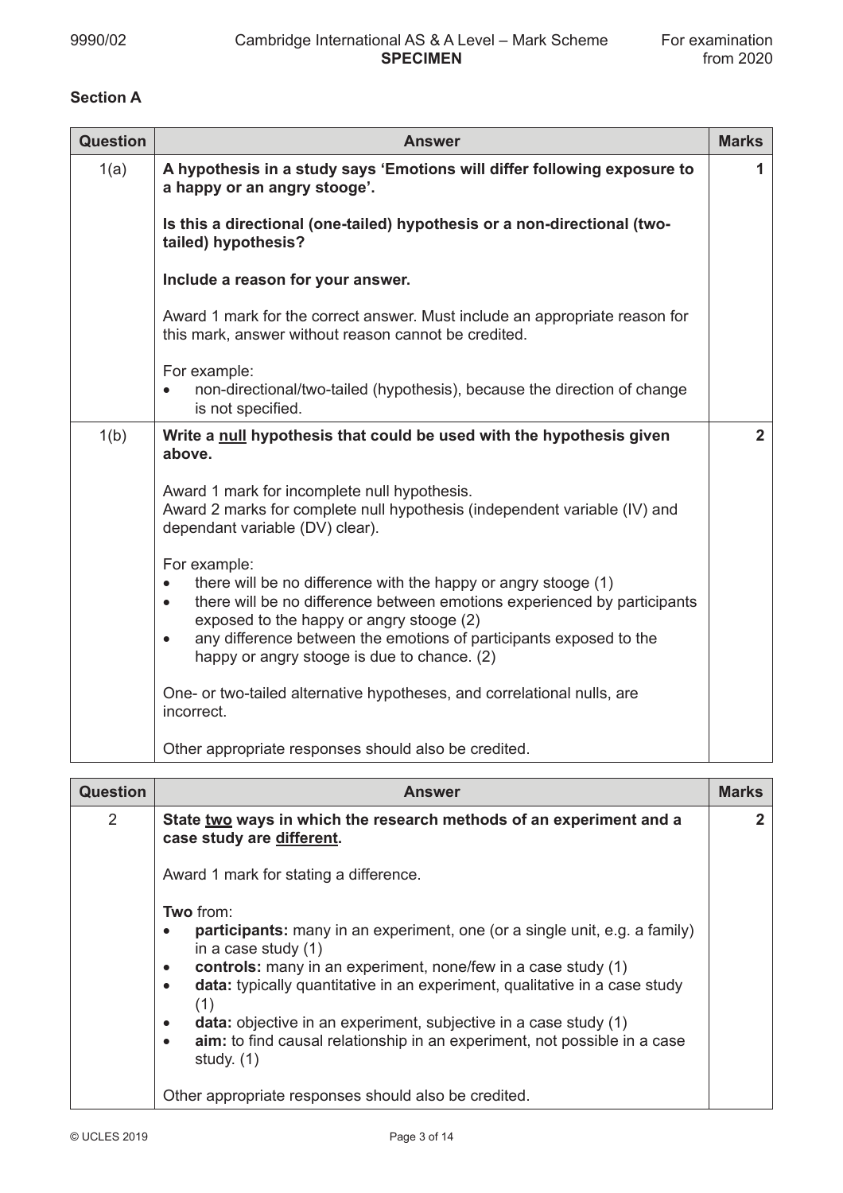## Section A

| Question | Answer | Marks |
|---|---|---|
| 1(a) | **A hypothesis in a study says 'Emotions will differ following exposure to a happy or an angry stooge'.**<br><br>**Is this a directional (one-tailed) hypothesis or a non-directional (two-tailed) hypothesis?**<br><br>**Include a reason for your answer.**<br><br>Award 1 mark for the correct answer. Must include an appropriate reason for this mark, answer without reason cannot be credited.<br><br>For example:<br>• non-directional/two-tailed (hypothesis), because the direction of change is not specified. | **1** |
| 1(b) | **Write a <u>null</u> hypothesis that could be used with the hypothesis given above.**<br><br>Award 1 mark for incomplete null hypothesis.<br>Award 2 marks for complete null hypothesis (independent variable (IV) and dependant variable (DV) clear).<br><br>For example:<br>• there will be no difference with the happy or angry stooge (1)<br>• there will be no difference between emotions experienced by participants exposed to the happy or angry stooge (2)<br>• any difference between the emotions of participants exposed to the happy or angry stooge is due to chance. (2)<br><br>One- or two-tailed alternative hypotheses, and correlational nulls, are incorrect.<br><br>Other appropriate responses should also be credited. | **2** |

| Question | Answer | Marks |
|---|---|---|
| 2 | **State <u>two</u> ways in which the research methods of an experiment and a case study are <u>different</u>.**<br><br>Award 1 mark for stating a difference.<br><br>**Two** from:<br>• **participants:** many in an experiment, one (or a single unit, e.g. a family) in a case study (1)<br>• **controls:** many in an experiment, none/few in a case study (1)<br>• **data:** typically quantitative in an experiment, qualitative in a case study (1)<br>• **data:** objective in an experiment, subjective in a case study (1)<br>• **aim:** to find causal relationship in an experiment, not possible in a case study. (1)<br><br>Other appropriate responses should also be credited. | **2** |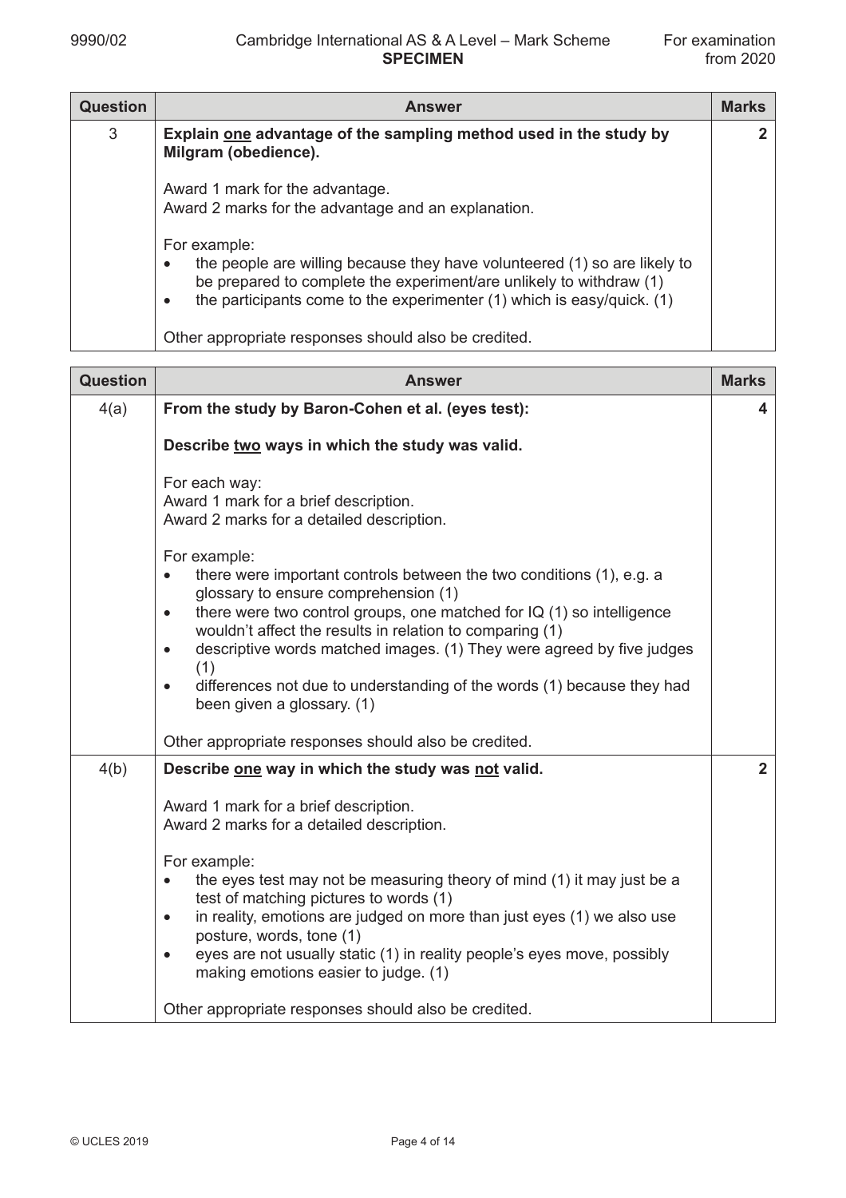| Question | Answer | Marks |
|---|---|---|
| 3 | **Explain <u>one</u> advantage of the sampling method used in the study by Milgram (obedience).**<br><br>Award 1 mark for the advantage.<br>Award 2 marks for the advantage and an explanation.<br><br>For example:<br>• the people are willing because they have volunteered (1) so are likely to be prepared to complete the experiment/are unlikely to withdraw (1)<br>• the participants come to the experimenter (1) which is easy/quick. (1)<br><br>Other appropriate responses should also be credited. | 2 |

| Question | Answer | Marks |
|---|---|---|
| 4(a) | **From the study by Baron-Cohen et al. (eyes test):**<br><br>**Describe <u>two</u> ways in which the study was valid.**<br><br>For each way:<br>Award 1 mark for a brief description.<br>Award 2 marks for a detailed description.<br><br>For example:<br>• there were important controls between the two conditions (1), e.g. a glossary to ensure comprehension (1)<br>• there were two control groups, one matched for IQ (1) so intelligence wouldn't affect the results in relation to comparing (1)<br>• descriptive words matched images. (1) They were agreed by five judges (1)<br>• differences not due to understanding of the words (1) because they had been given a glossary. (1)<br><br>Other appropriate responses should also be credited. | 4 |
| 4(b) | **Describe <u>one</u> way in which the study was <u>not</u> valid.**<br><br>Award 1 mark for a brief description.<br>Award 2 marks for a detailed description.<br><br>For example:<br>• the eyes test may not be measuring theory of mind (1) it may just be a test of matching pictures to words (1)<br>• in reality, emotions are judged on more than just eyes (1) we also use posture, words, tone (1)<br>• eyes are not usually static (1) in reality people's eyes move, possibly making emotions easier to judge. (1)<br><br>Other appropriate responses should also be credited. | 2 |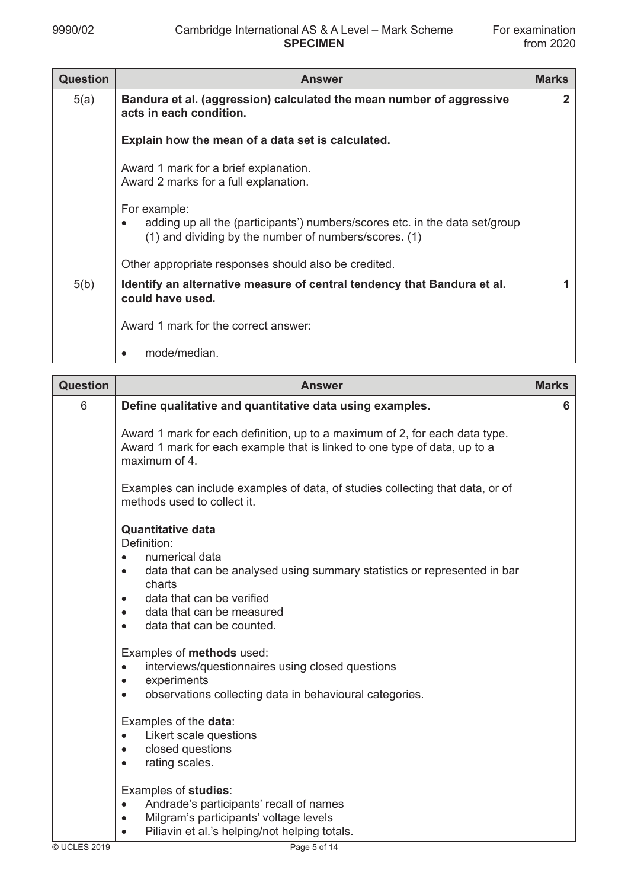| Question | Answer | Marks |
|---|---|---|
| 5(a) | **Bandura et al. (aggression) calculated the mean number of aggressive acts in each condition.**<br><br>**Explain how the mean of a data set is calculated.**<br><br>Award 1 mark for a brief explanation.<br>Award 2 marks for a full explanation.<br><br>For example:<br>• adding up all the (participants') numbers/scores etc. in the data set/group (1) and dividing by the number of numbers/scores. (1)<br><br>Other appropriate responses should also be credited. | 2 |
| 5(b) | **Identify an alternative measure of central tendency that Bandura et al. could have used.**<br><br>Award 1 mark for the correct answer:<br><br>• mode/median. | 1 |

| Question | Answer | Marks |
|---|---|---|
| 6 | **Define qualitative and quantitative data using examples.**<br><br>Award 1 mark for each definition, up to a maximum of 2, for each data type.<br>Award 1 mark for each example that is linked to one type of data, up to a maximum of 4.<br><br>Examples can include examples of data, of studies collecting that data, or of methods used to collect it.<br><br>**Quantitative data**<br>Definition:<br>• numerical data<br>• data that can be analysed using summary statistics or represented in bar charts<br>• data that can be verified<br>• data that can be measured<br>• data that can be counted.<br><br>Examples of **methods** used:<br>• interviews/questionnaires using closed questions<br>• experiments<br>• observations collecting data in behavioural categories.<br><br>Examples of the **data**:<br>• Likert scale questions<br>• closed questions<br>• rating scales.<br><br>Examples of **studies**:<br>• Andrade's participants' recall of names<br>• Milgram's participants' voltage levels<br>• Piliavin et al.'s helping/not helping totals. | 6 |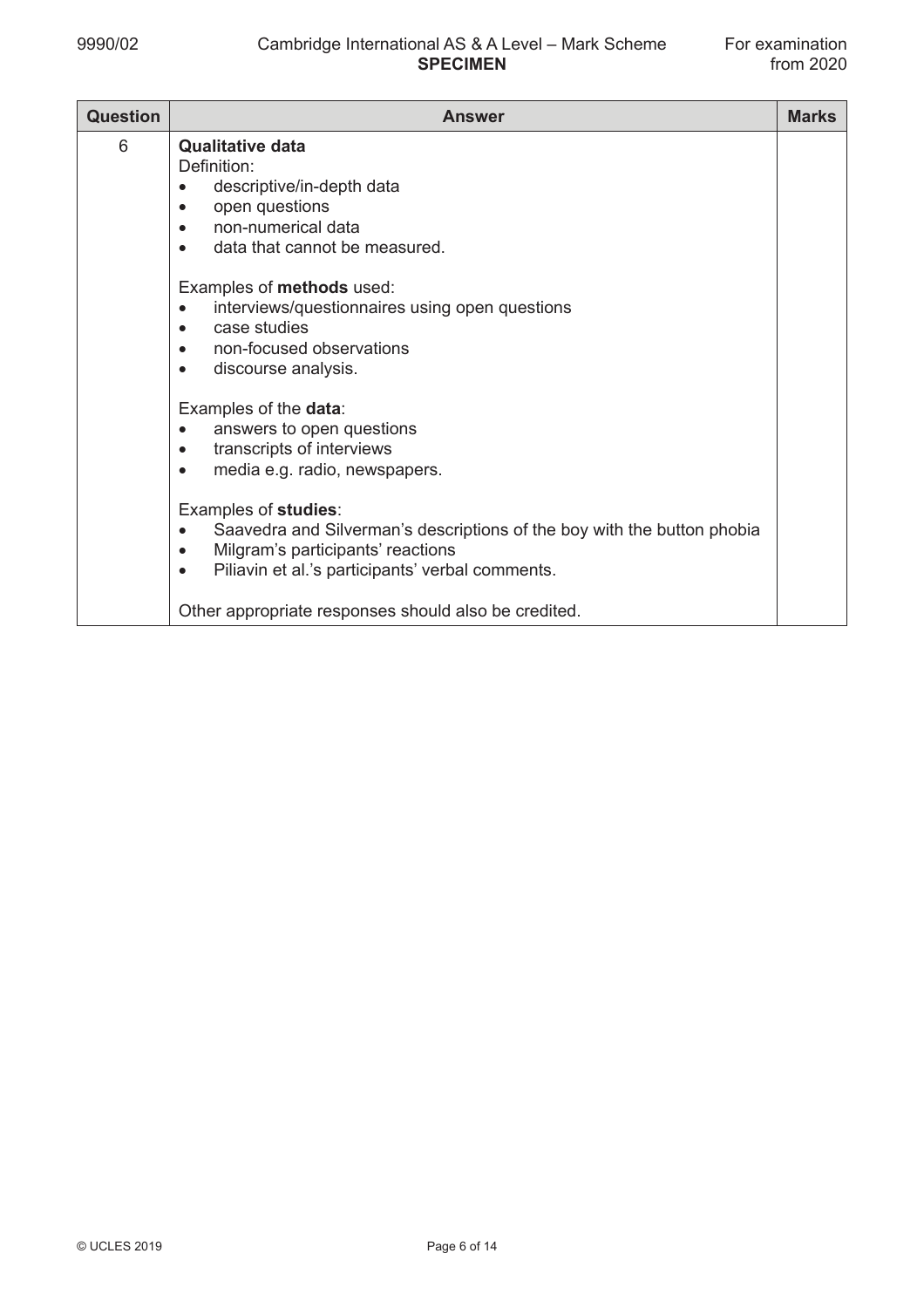| Question | Answer | Marks |
|---|---|---|
| 6 | **Qualitative data**<br>Definition:<br>• descriptive/in-depth data<br>• open questions<br>• non-numerical data<br>• data that cannot be measured.<br><br>Examples of **methods** used:<br>• interviews/questionnaires using open questions<br>• case studies<br>• non-focused observations<br>• discourse analysis.<br><br>Examples of the **data**:<br>• answers to open questions<br>• transcripts of interviews<br>• media e.g. radio, newspapers.<br><br>Examples of **studies**:<br>• Saavedra and Silverman's descriptions of the boy with the button phobia<br>• Milgram's participants' reactions<br>• Piliavin et al.'s participants' verbal comments.<br><br>Other appropriate responses should also be credited. | |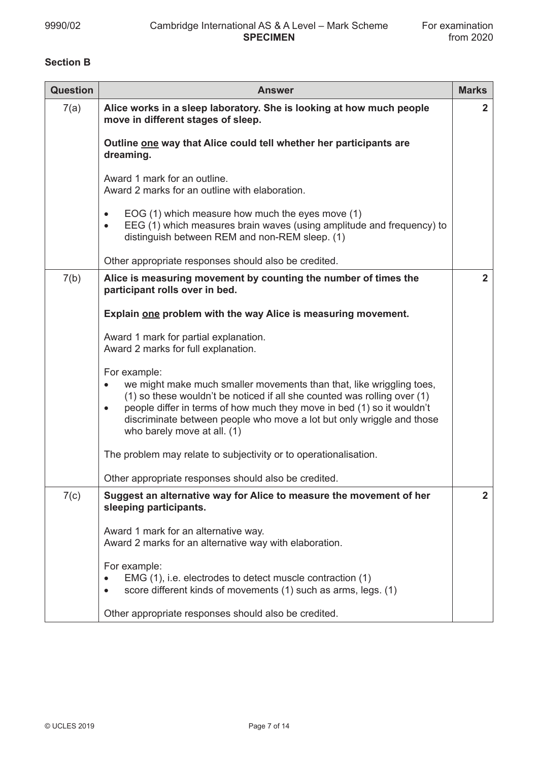## Section B

| Question | Answer | Marks |
|---|---|---|
| 7(a) | **Alice works in a sleep laboratory. She is looking at how much people move in different stages of sleep.**<br><br>**Outline one way that Alice could tell whether her participants are dreaming.**<br><br>Award 1 mark for an outline.<br>Award 2 marks for an outline with elaboration.<br><br>• EOG (1) which measure how much the eyes move (1)<br>• EEG (1) which measures brain waves (using amplitude and frequency) to distinguish between REM and non-REM sleep. (1)<br><br>Other appropriate responses should also be credited. | 2 |
| 7(b) | **Alice is measuring movement by counting the number of times the participant rolls over in bed.**<br><br>**Explain one problem with the way Alice is measuring movement.**<br><br>Award 1 mark for partial explanation.<br>Award 2 marks for full explanation.<br><br>For example:<br>• we might make much smaller movements than that, like wriggling toes, (1) so these wouldn't be noticed if all she counted was rolling over (1)<br>• people differ in terms of how much they move in bed (1) so it wouldn't discriminate between people who move a lot but only wriggle and those who barely move at all. (1)<br><br>The problem may relate to subjectivity or to operationalisation.<br><br>Other appropriate responses should also be credited. | 2 |
| 7(c) | **Suggest an alternative way for Alice to measure the movement of her sleeping participants.**<br><br>Award 1 mark for an alternative way.<br>Award 2 marks for an alternative way with elaboration.<br><br>For example:<br>• EMG (1), i.e. electrodes to detect muscle contraction (1)<br>• score different kinds of movements (1) such as arms, legs. (1)<br><br>Other appropriate responses should also be credited. | 2 |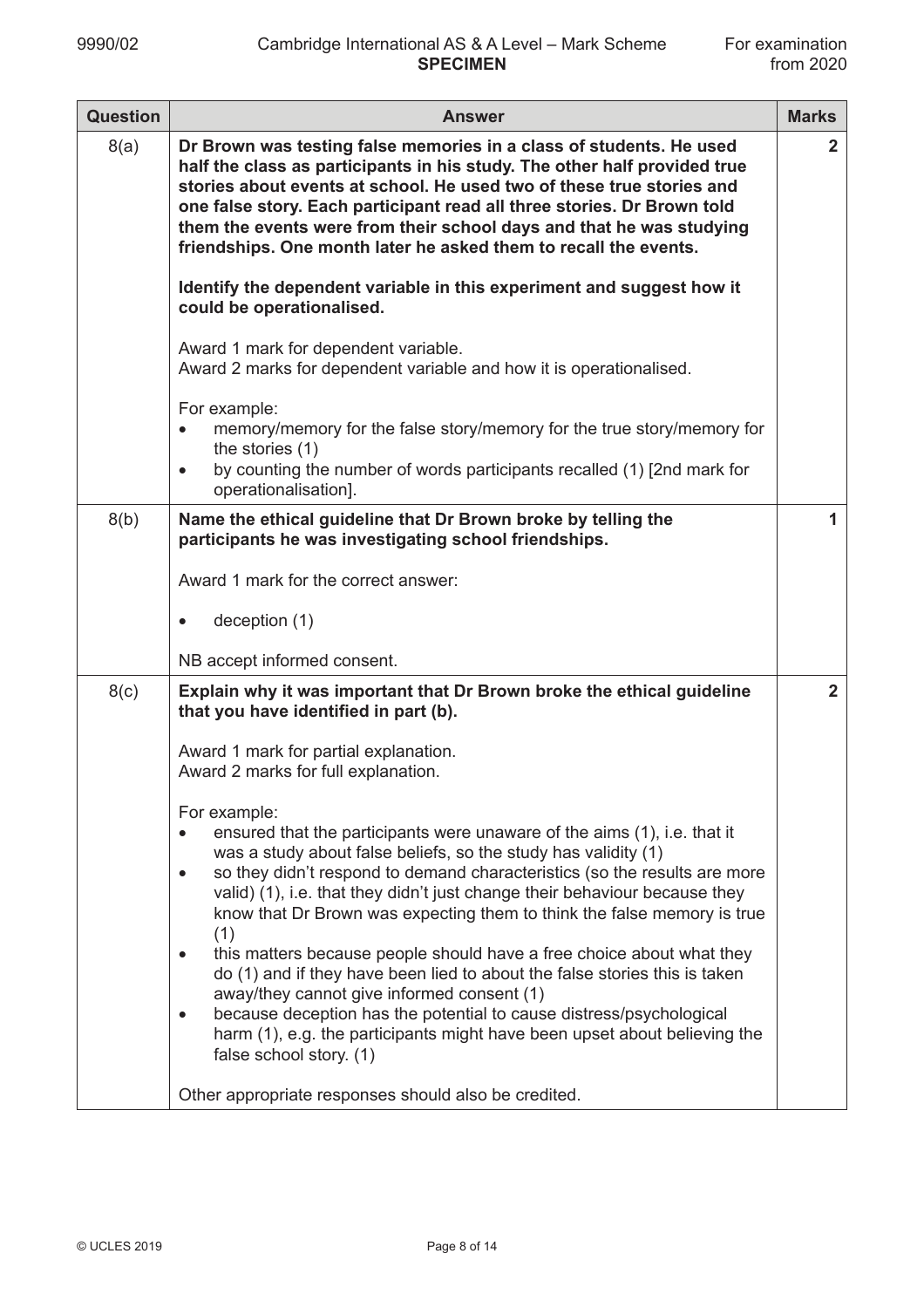| Question | Answer | Marks |
| --- | --- | --- |
| 8(a) | **Dr Brown was testing false memories in a class of students. He used half the class as participants in his study. The other half provided true stories about events at school. He used two of these true stories and one false story. Each participant read all three stories. Dr Brown told them the events were from their school days and that he was studying friendships. One month later he asked them to recall the events.**<br><br>**Identify the dependent variable in this experiment and suggest how it could be operationalised.**<br><br>Award 1 mark for dependent variable.<br>Award 2 marks for dependent variable and how it is operationalised.<br><br>For example:<br>• memory/memory for the false story/memory for the true story/memory for the stories (1)<br>• by counting the number of words participants recalled (1) [2nd mark for operationalisation]. | 2 |
| 8(b) | **Name the ethical guideline that Dr Brown broke by telling the participants he was investigating school friendships.**<br><br>Award 1 mark for the correct answer:<br><br>• deception (1)<br><br>NB accept informed consent. | 1 |
| 8(c) | **Explain why it was important that Dr Brown broke the ethical guideline that you have identified in part (b).**<br><br>Award 1 mark for partial explanation.<br>Award 2 marks for full explanation.<br><br>For example:<br>• ensured that the participants were unaware of the aims (1), i.e. that it was a study about false beliefs, so the study has validity (1)<br>• so they didn't respond to demand characteristics (so the results are more valid) (1), i.e. that they didn't just change their behaviour because they know that Dr Brown was expecting them to think the false memory is true (1)<br>• this matters because people should have a free choice about what they do (1) and if they have been lied to about the false stories this is taken away/they cannot give informed consent (1)<br>• because deception has the potential to cause distress/psychological harm (1), e.g. the participants might have been upset about believing the false school story. (1)<br><br>Other appropriate responses should also be credited. | 2 |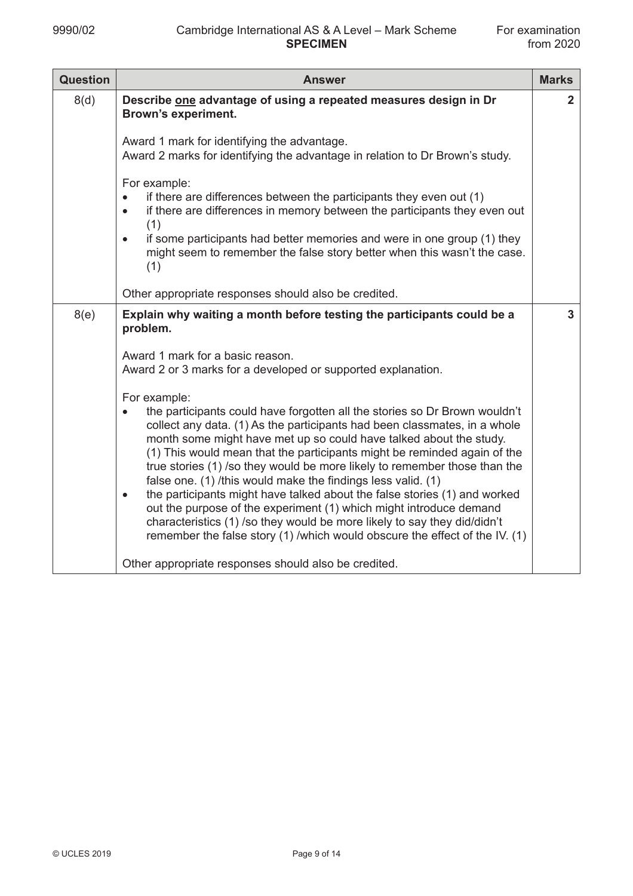| Question | Answer | Marks |
|---|---|---|
| 8(d) | **Describe <u>one</u> advantage of using a repeated measures design in Dr Brown's experiment.**<br><br>Award 1 mark for identifying the advantage.<br>Award 2 marks for identifying the advantage in relation to Dr Brown's study.<br><br>For example:<br>• if there are differences between the participants they even out (1)<br>• if there are differences in memory between the participants they even out (1)<br>• if some participants had better memories and were in one group (1) they might seem to remember the false story better when this wasn't the case. (1)<br><br>Other appropriate responses should also be credited. | **2** |
| 8(e) | **Explain why waiting a month before testing the participants could be a problem.**<br><br>Award 1 mark for a basic reason.<br>Award 2 or 3 marks for a developed or supported explanation.<br><br>For example:<br>• the participants could have forgotten all the stories so Dr Brown wouldn't collect any data. (1) As the participants had been classmates, in a whole month some might have met up so could have talked about the study. (1) This would mean that the participants might be reminded again of the true stories (1) /so they would be more likely to remember those than the false one. (1) /this would make the findings less valid. (1)<br>• the participants might have talked about the false stories (1) and worked out the purpose of the experiment (1) which might introduce demand characteristics (1) /so they would be more likely to say they did/didn't remember the false story (1) /which would obscure the effect of the IV. (1)<br><br>Other appropriate responses should also be credited. | **3** |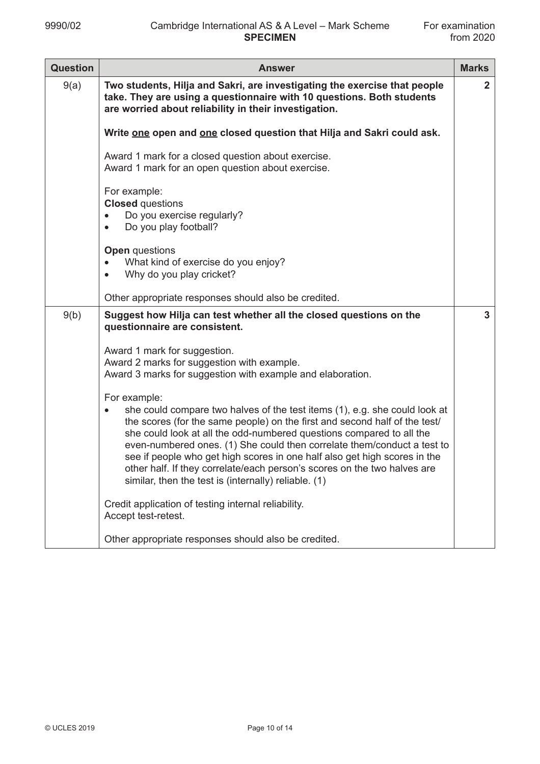| Question | Answer | Marks |
| --- | --- | --- |
| 9(a) | **Two students, Hilja and Sakri, are investigating the exercise that people take. They are using a questionnaire with 10 questions. Both students are worried about reliability in their investigation.**<br><br>**Write <u>one</u> open and <u>one</u> closed question that Hilja and Sakri could ask.**<br><br>Award 1 mark for a closed question about exercise.<br>Award 1 mark for an open question about exercise.<br><br>For example:<br>**Closed** questions<br>• Do you exercise regularly?<br>• Do you play football?<br><br>**Open** questions<br>• What kind of exercise do you enjoy?<br>• Why do you play cricket?<br><br>Other appropriate responses should also be credited. | 2 |
| 9(b) | **Suggest how Hilja can test whether all the closed questions on the questionnaire are consistent.**<br><br>Award 1 mark for suggestion.<br>Award 2 marks for suggestion with example.<br>Award 3 marks for suggestion with example and elaboration.<br><br>For example:<br>• she could compare two halves of the test items (1), e.g. she could look at the scores (for the same people) on the first and second half of the test/ she could look at all the odd-numbered questions compared to all the even-numbered ones. (1) She could then correlate them/conduct a test to see if people who get high scores in one half also get high scores in the other half. If they correlate/each person's scores on the two halves are similar, then the test is (internally) reliable. (1)<br><br>Credit application of testing internal reliability.<br>Accept test-retest.<br><br>Other appropriate responses should also be credited. | 3 |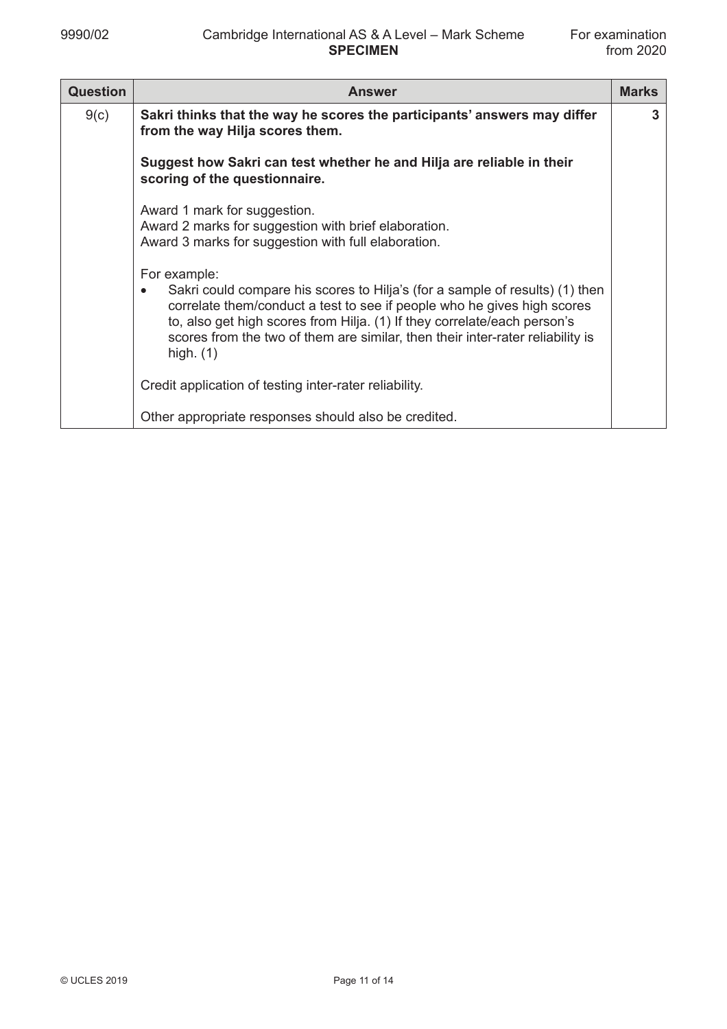| Question | Answer | Marks |
|---|---|---|
| 9(c) | **Sakri thinks that the way he scores the participants' answers may differ from the way Hilja scores them.**<br><br>**Suggest how Sakri can test whether he and Hilja are reliable in their scoring of the questionnaire.**<br><br>Award 1 mark for suggestion.<br>Award 2 marks for suggestion with brief elaboration.<br>Award 3 marks for suggestion with full elaboration.<br><br>For example:<br>• Sakri could compare his scores to Hilja's (for a sample of results) (1) then correlate them/conduct a test to see if people who he gives high scores to, also get high scores from Hilja. (1) If they correlate/each person's scores from the two of them are similar, then their inter-rater reliability is high. (1)<br><br>Credit application of testing inter-rater reliability.<br><br>Other appropriate responses should also be credited. | 3 |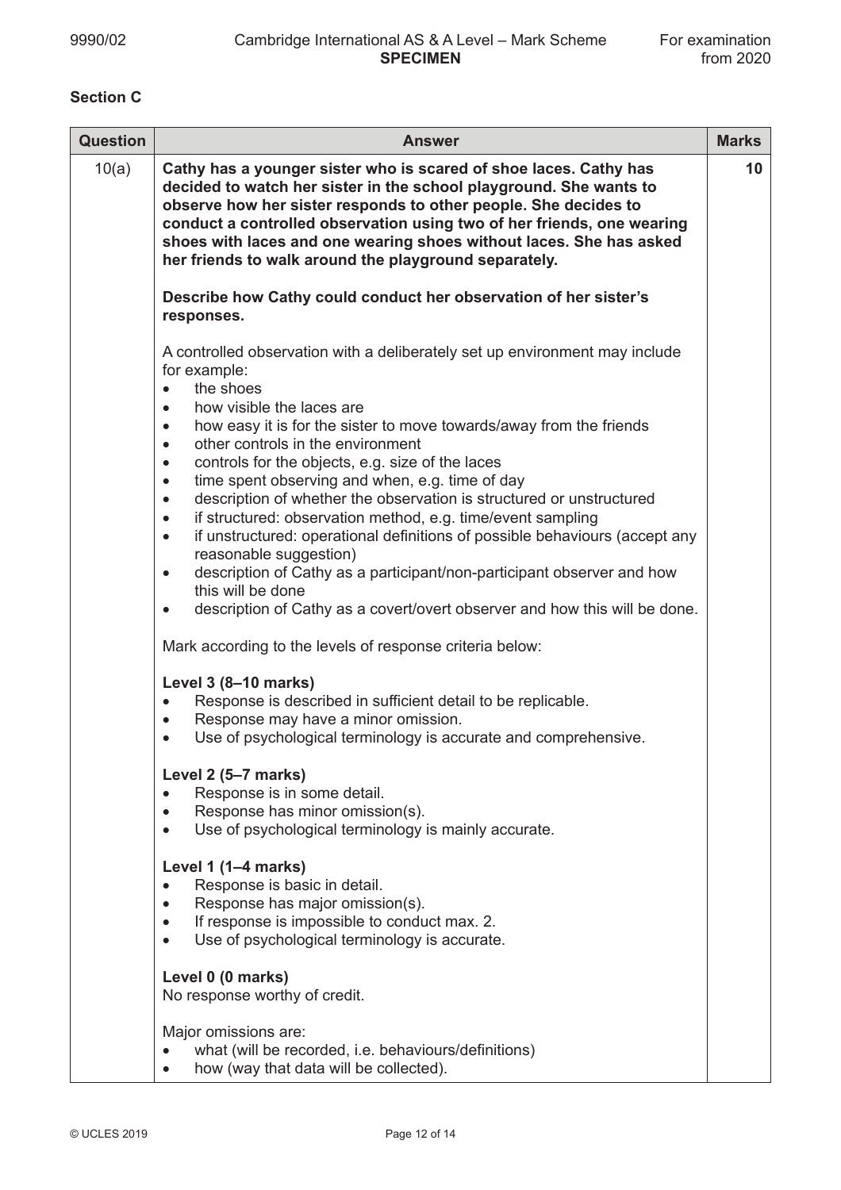## Section C

| Question | Answer | Marks |
|---|---|---|
| 10(a) | **Cathy has a younger sister who is scared of shoe laces. Cathy has decided to watch her sister in the school playground. She wants to observe how her sister responds to other people. She decides to conduct a controlled observation using two of her friends, one wearing shoes with laces and one wearing shoes without laces. She has asked her friends to walk around the playground separately.**<br><br>**Describe how Cathy could conduct her observation of her sister's responses.**<br><br>A controlled observation with a deliberately set up environment may include for example:<br>• the shoes<br>• how visible the laces are<br>• how easy it is for the sister to move towards/away from the friends<br>• other controls in the environment<br>• controls for the objects, e.g. size of the laces<br>• time spent observing and when, e.g. time of day<br>• description of whether the observation is structured or unstructured<br>• if structured: observation method, e.g. time/event sampling<br>• if unstructured: operational definitions of possible behaviours (accept any reasonable suggestion)<br>• description of Cathy as a participant/non-participant observer and how this will be done<br>• description of Cathy as a covert/overt observer and how this will be done.<br><br>Mark according to the levels of response criteria below:<br><br>**Level 3 (8–10 marks)**<br>• Response is described in sufficient detail to be replicable.<br>• Response may have a minor omission.<br>• Use of psychological terminology is accurate and comprehensive.<br><br>**Level 2 (5–7 marks)**<br>• Response is in some detail.<br>• Response has minor omission(s).<br>• Use of psychological terminology is mainly accurate.<br><br>**Level 1 (1–4 marks)**<br>• Response is basic in detail.<br>• Response has major omission(s).<br>• If response is impossible to conduct max. 2.<br>• Use of psychological terminology is accurate.<br><br>**Level 0 (0 marks)**<br>No response worthy of credit.<br><br>Major omissions are:<br>• what (will be recorded, i.e. behaviours/definitions)<br>• how (way that data will be collected). | 10 |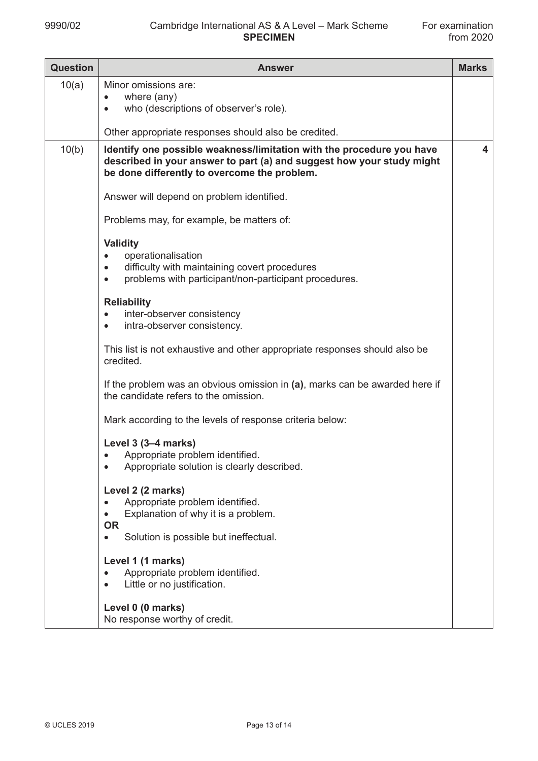| Question | Answer | Marks |
|---|---|---|
| 10(a) | Minor omissions are:<br>• where (any)<br>• who (descriptions of observer's role).<br><br>Other appropriate responses should also be credited. | |
| 10(b) | **Identify one possible weakness/limitation with the procedure you have described in your answer to part (a) and suggest how your study might be done differently to overcome the problem.**<br><br>Answer will depend on problem identified.<br><br>Problems may, for example, be matters of:<br><br>**Validity**<br>• operationalisation<br>• difficulty with maintaining covert procedures<br>• problems with participant/non-participant procedures.<br><br>**Reliability**<br>• inter-observer consistency<br>• intra-observer consistency.<br><br>This list is not exhaustive and other appropriate responses should also be credited.<br><br>If the problem was an obvious omission in **(a)**, marks can be awarded here if the candidate refers to the omission.<br><br>Mark according to the levels of response criteria below:<br><br>**Level 3 (3–4 marks)**<br>• Appropriate problem identified.<br>• Appropriate solution is clearly described.<br><br>**Level 2 (2 marks)**<br>• Appropriate problem identified.<br>• Explanation of why it is a problem.<br>**OR**<br>• Solution is possible but ineffectual.<br><br>**Level 1 (1 marks)**<br>• Appropriate problem identified.<br>• Little or no justification.<br><br>**Level 0 (0 marks)**<br>No response worthy of credit. | 4 |